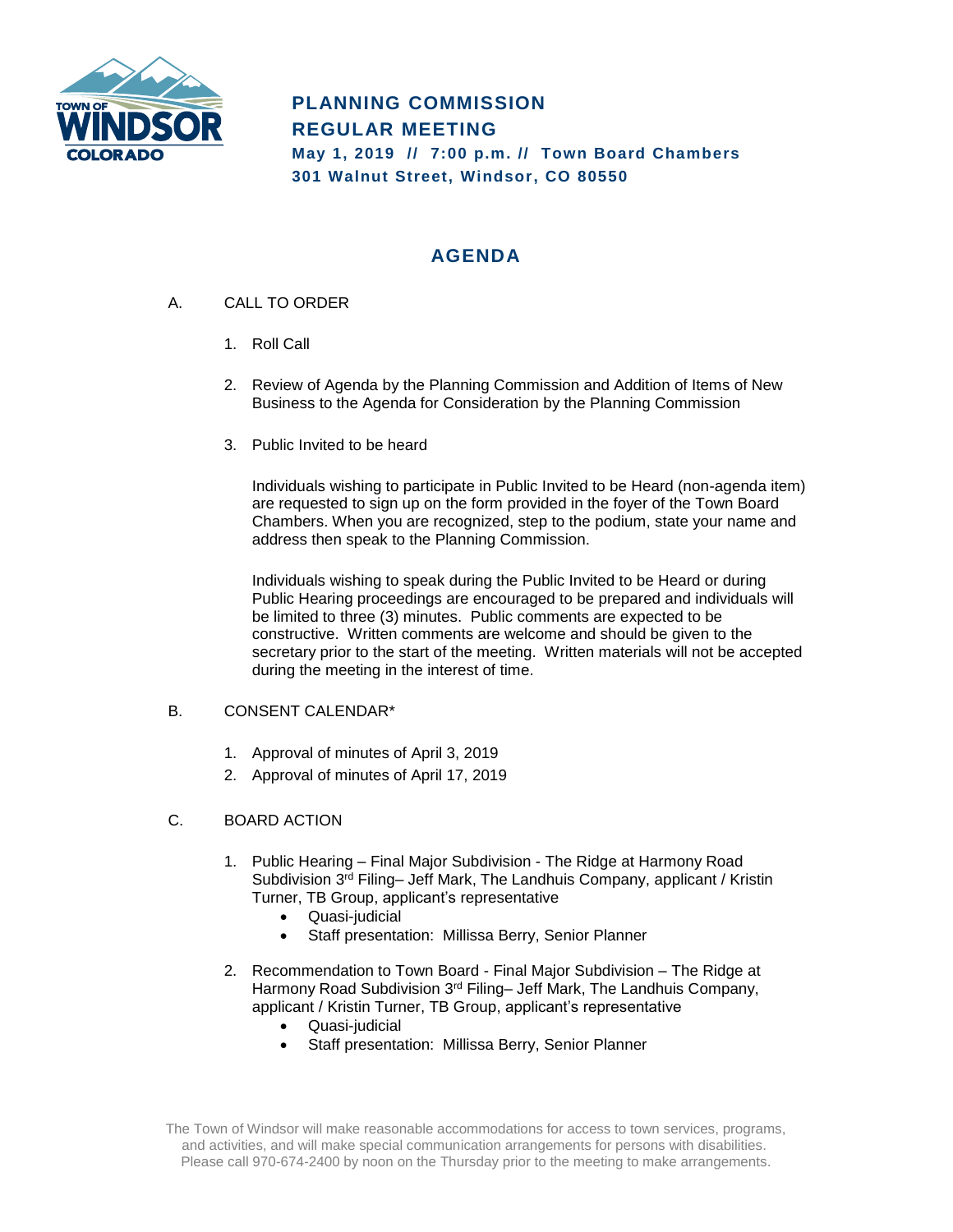TOWN OF WINDSOR COLORADO

# PLANNING COMMISSION REGULAR MEETING

**May 1, 2019 // 7:00 p.m. // Town Board Chambers**
**301 Walnut Street, Windsor, CO 80550**

## AGENDA

A. CALL TO ORDER

1. Roll Call

2. Review of Agenda by the Planning Commission and Addition of Items of New Business to the Agenda for Consideration by the Planning Commission

3. Public Invited to be heard

   Individuals wishing to participate in Public Invited to be Heard (non-agenda item) are requested to sign up on the form provided in the foyer of the Town Board Chambers. When you are recognized, step to the podium, state your name and address then speak to the Planning Commission.

   Individuals wishing to speak during the Public Invited to be Heard or during Public Hearing proceedings are encouraged to be prepared and individuals will be limited to three (3) minutes. Public comments are expected to be constructive. Written comments are welcome and should be given to the secretary prior to the start of the meeting. Written materials will not be accepted during the meeting in the interest of time.

B. CONSENT CALENDAR*

1. Approval of minutes of April 3, 2019
2. Approval of minutes of April 17, 2019

C. BOARD ACTION

1. Public Hearing – Final Major Subdivision - The Ridge at Harmony Road Subdivision 3rd Filing– Jeff Mark, The Landhuis Company, applicant / Kristin Turner, TB Group, applicant's representative
   - Quasi-judicial
   - Staff presentation: Millissa Berry, Senior Planner

2. Recommendation to Town Board - Final Major Subdivision – The Ridge at Harmony Road Subdivision 3rd Filing– Jeff Mark, The Landhuis Company, applicant / Kristin Turner, TB Group, applicant's representative
   - Quasi-judicial
   - Staff presentation: Millissa Berry, Senior Planner

The Town of Windsor will make reasonable accommodations for access to town services, programs, and activities, and will make special communication arrangements for persons with disabilities. Please call 970-674-2400 by noon on the Thursday prior to the meeting to make arrangements.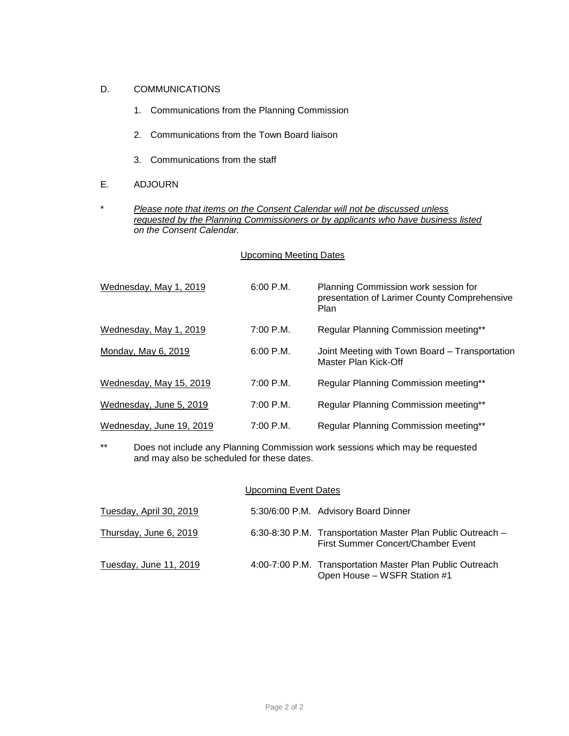D. COMMUNICATIONS

1. Communications from the Planning Commission
2. Communications from the Town Board liaison
3. Communications from the staff

E. ADJOURN

\* *Please note that items on the Consent Calendar will not be discussed unless requested by the Planning Commissioners or by applicants who have business listed on the Consent Calendar.*

Upcoming Meeting Dates

| | | |
|---|---|---|
| Wednesday, May 1, 2019 | 6:00 P.M. | Planning Commission work session for presentation of Larimer County Comprehensive Plan |
| Wednesday, May 1, 2019 | 7:00 P.M. | Regular Planning Commission meeting** |
| Monday, May 6, 2019 | 6:00 P.M. | Joint Meeting with Town Board – Transportation Master Plan Kick-Off |
| Wednesday, May 15, 2019 | 7:00 P.M. | Regular Planning Commission meeting** |
| Wednesday, June 5, 2019 | 7:00 P.M. | Regular Planning Commission meeting** |
| Wednesday, June 19, 2019 | 7:00 P.M. | Regular Planning Commission meeting** |

\*\* Does not include any Planning Commission work sessions which may be requested and may also be scheduled for these dates.

Upcoming Event Dates

| | | |
|---|---|---|
| Tuesday, April 30, 2019 | 5:30/6:00 P.M. | Advisory Board Dinner |
| Thursday, June 6, 2019 | 6:30-8:30 P.M. | Transportation Master Plan Public Outreach – First Summer Concert/Chamber Event |
| Tuesday, June 11, 2019 | 4:00-7:00 P.M. | Transportation Master Plan Public Outreach Open House – WSFR Station #1 |